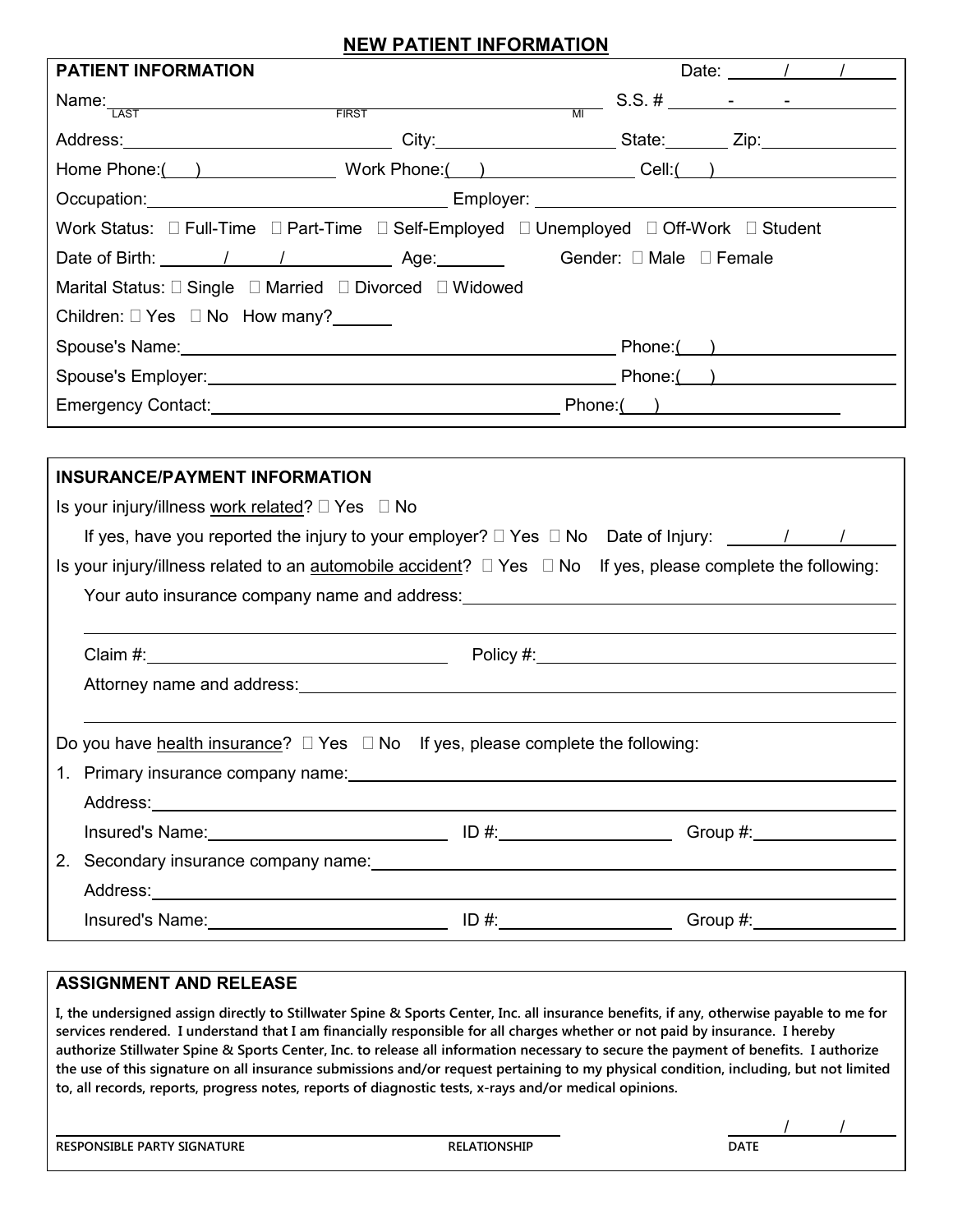# NEW PATIENT INFORMATION

## PATIENT INFORMATION

Date: ____/____/____

Name: ______________________ (LAST) ______________________ (FIRST) ____ (MI)    S.S. # ____-____-____

Address: ______________________ City: ______________________ State: ______ Zip: ______________

Home Phone:(    ) ______________ Work Phone:(    ) ______________ Cell:(    ) ______________

Occupation: ______________________ Employer: ______________________

Work Status: ☐ Full-Time ☐ Part-Time ☐ Self-Employed ☐ Unemployed ☐ Off-Work ☐ Student

Date of Birth: ____/____/____ Age: ______ Gender: ☐ Male ☐ Female

Marital Status: ☐ Single ☐ Married ☐ Divorced ☐ Widowed

Children: ☐ Yes ☐ No How many? ______

Spouse's Name: ______________________ Phone:(    ) ______________

Spouse's Employer: ______________________ Phone:(    ) ______________

Emergency Contact: ______________________ Phone:(    ) ______________

## INSURANCE/PAYMENT INFORMATION

Is your injury/illness work related? ☐ Yes ☐ No

If yes, have you reported the injury to your employer? ☐ Yes ☐ No Date of Injury: ____/____/____

Is your injury/illness related to an automobile accident? ☐ Yes ☐ No If yes, please complete the following:

Your auto insurance company name and address: ______________________

______________________

Claim #: ______________________ Policy #: ______________________

Attorney name and address: ______________________

______________________

Do you have health insurance? ☐ Yes ☐ No If yes, please complete the following:

1. Primary insurance company name: ______________________

   Address: ______________________

   Insured's Name: ______________ ID #: ______________ Group #: ______________

2. Secondary insurance company name: ______________________

   Address: ______________________

   Insured's Name: ______________ ID #: ______________ Group #: ______________

## ASSIGNMENT AND RELEASE

**I, the undersigned assign directly to Stillwater Spine & Sports Center, Inc. all insurance benefits, if any, otherwise payable to me for services rendered. I understand that I am financially responsible for all charges whether or not paid by insurance. I hereby authorize Stillwater Spine & Sports Center, Inc. to release all information necessary to secure the payment of benefits. I authorize the use of this signature on all insurance submissions and/or request pertaining to my physical condition, including, but not limited to, all records, reports, progress notes, reports of diagnostic tests, x-rays and/or medical opinions.**

______________________ ______________ ____/____/____

RESPONSIBLE PARTY SIGNATURE    RELATIONSHIP    DATE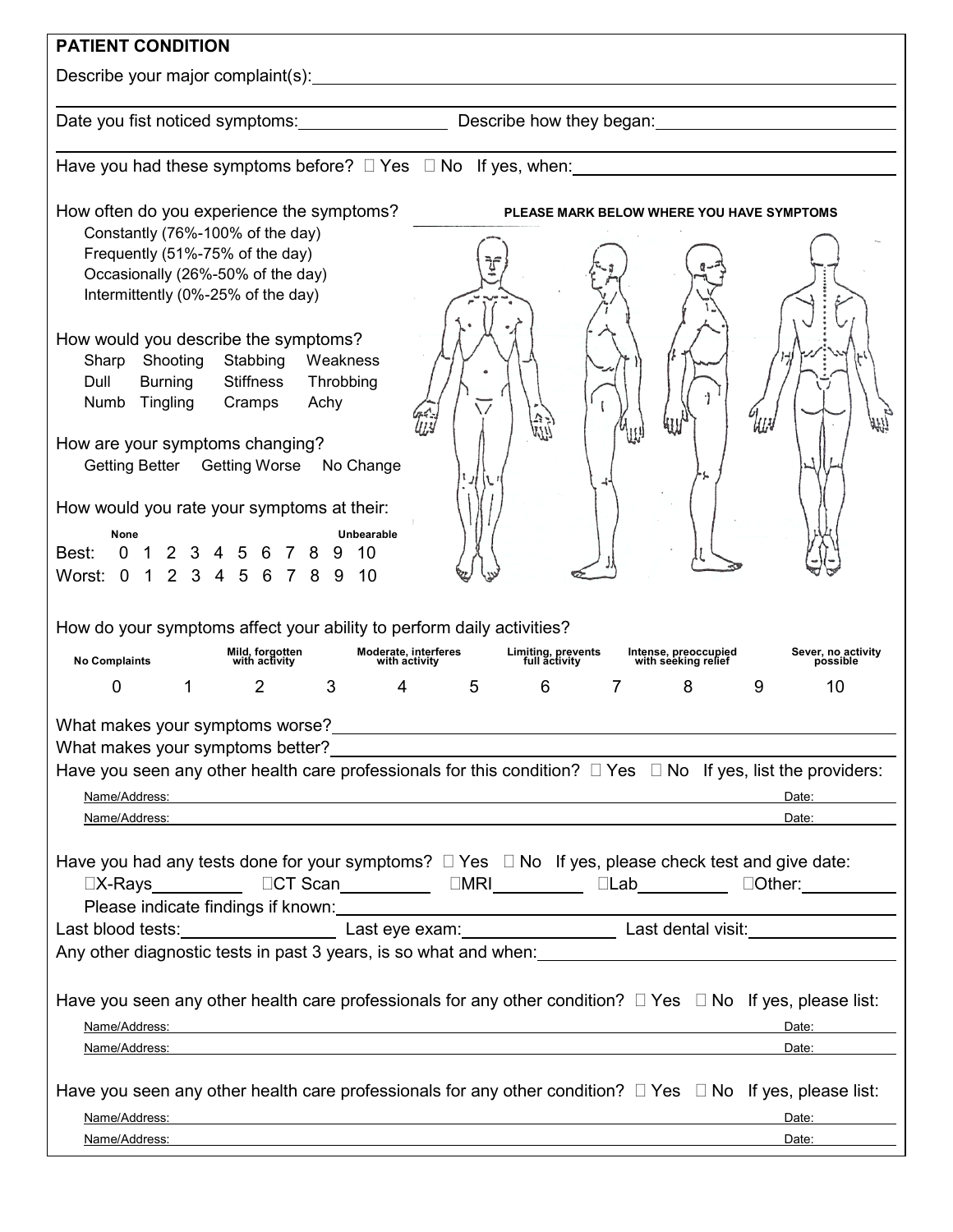## PATIENT CONDITION

Describe your major complaint(s): ______________________________________________

______________________________________________

Date you fist noticed symptoms: ________________ Describe how they began: ______________________

______________________________________________

Have you had these symptoms before? ☐ Yes ☐ No If yes, when: ______________________

How often do you experience the symptoms?

- Constantly (76%-100% of the day)
- Frequently (51%-75% of the day)
- Occasionally (26%-50% of the day)
- Intermittently (0%-25% of the day)

**PLEASE MARK BELOW WHERE YOU HAVE SYMPTOMS**

How would you describe the symptoms?

Sharp Shooting Stabbing Weakness
Dull Burning Stiffness Throbbing
Numb Tingling Cramps Achy

How are your symptoms changing?

Getting Better Getting Worse No Change

How would you rate your symptoms at their:

| | None | | | | | | | | | | Unbearable |
|---|---|---|---|---|---|---|---|---|---|---|---|
| Best: | 0 | 1 | 2 | 3 | 4 | 5 | 6 | 7 | 8 | 9 | 10 |
| Worst: | 0 | 1 | 2 | 3 | 4 | 5 | 6 | 7 | 8 | 9 | 10 |

How do your symptoms affect your ability to perform daily activities?

| No Complaints | | Mild, forgotten with activity | | Moderate, interferes with activity | | Limiting, prevents full activity | | Intense, preoccupied with seeking relief | | Sever, no activity possible |
|---|---|---|---|---|---|---|---|---|---|---|
| 0 | 1 | 2 | 3 | 4 | 5 | 6 | 7 | 8 | 9 | 10 |

What makes your symptoms worse? ______________________________________________

What makes your symptoms better? ______________________________________________

Have you seen any other health care professionals for this condition? ☐ Yes ☐ No If yes, list the providers:

Name/Address: ______________________________________________ Date: ________

Name/Address: ______________________________________________ Date: ________

Have you had any tests done for your symptoms? ☐ Yes ☐ No If yes, please check test and give date:

☐X-Rays ________ ☐CT Scan ________ ☐MRI ________ ☐Lab ________ ☐Other: ________

Please indicate findings if known: ______________________________________________

Last blood tests: ________________ Last eye exam: ________________ Last dental visit: ________________

Any other diagnostic tests in past 3 years, is so what and when: ______________________________________________

Have you seen any other health care professionals for any other condition? ☐ Yes ☐ No If yes, please list:

Name/Address: ______________________________________________ Date: ________

Name/Address: ______________________________________________ Date: ________

Have you seen any other health care professionals for any other condition? ☐ Yes ☐ No If yes, please list:

Name/Address: ______________________________________________ Date: ________

Name/Address: ______________________________________________ Date: ________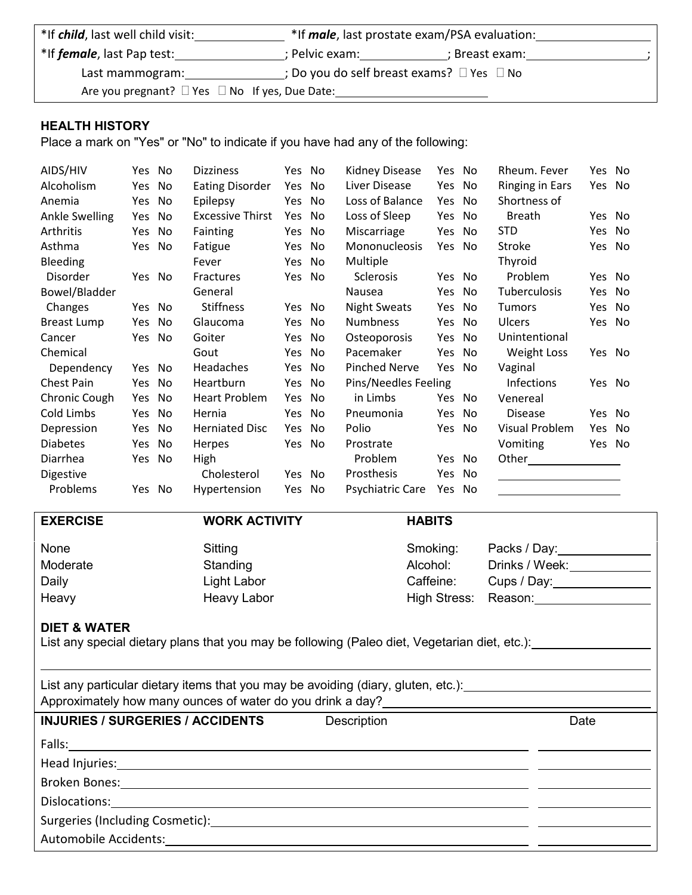*If ***child***, last well child visit: \_\_\_\_\_\_\_\_\_\_ *If ***male***, last prostate exam/PSA evaluation: \_\_\_\_\_\_\_\_\_\_

*If ***female***, last Pap test: \_\_\_\_\_\_\_\_\_\_; Pelvic exam: \_\_\_\_\_\_\_\_\_\_; Breast exam: \_\_\_\_\_\_\_\_\_\_;

Last mammogram: \_\_\_\_\_\_\_\_\_\_; Do you do self breast exams? ☐ Yes ☐ No

Are you pregnant? ☐ Yes ☐ No If yes, Due Date: \_\_\_\_\_\_\_\_\_\_

## HEALTH HISTORY

Place a mark on "Yes" or "No" to indicate if you have had any of the following:

| Condition | | Condition | | Condition | | Condition | |
|---|---|---|---|---|---|---|---|
| AIDS/HIV | Yes No | Dizziness | Yes No | Kidney Disease | Yes No | Rheum. Fever | Yes No |
| Alcoholism | Yes No | Eating Disorder | Yes No | Liver Disease | Yes No | Ringing in Ears | Yes No |
| Anemia | Yes No | Epilepsy | Yes No | Loss of Balance | Yes No | Shortness of Breath | Yes No |
| Ankle Swelling | Yes No | Excessive Thirst | Yes No | Loss of Sleep | Yes No | STD | Yes No |
| Arthritis | Yes No | Fainting | Yes No | Miscarriage | Yes No | Stroke | Yes No |
| Asthma | Yes No | Fatigue | Yes No | Mononucleosis | Yes No | Thyroid Problem | Yes No |
| Bleeding Disorder | Yes No | Fever | Yes No | Multiple Sclerosis | Yes No | Tuberculosis | Yes No |
| Bowel/Bladder Changes | Yes No | Fractures | Yes No | Nausea | Yes No | Tumors | Yes No |
| Breast Lump | Yes No | General Stiffness | Yes No | Night Sweats | Yes No | Ulcers | Yes No |
| Cancer | Yes No | Glaucoma | Yes No | Numbness | Yes No | Unintentional Weight Loss | Yes No |
| Chemical Dependency | Yes No | Goiter | Yes No | Osteoporosis | Yes No | Vaginal Infections | Yes No |
| Chest Pain | Yes No | Gout | Yes No | Pacemaker | Yes No | Venereal Disease | Yes No |
| Chronic Cough | Yes No | Headaches | Yes No | Pinched Nerve | Yes No | Visual Problem | Yes No |
| Cold Limbs | Yes No | Heartburn | Yes No | Pins/Needles Feeling in Limbs | Yes No | Vomiting | Yes No |
| Depression | Yes No | Heart Problem | Yes No | Pneumonia | Yes No | Other \_\_\_\_\_\_\_\_\_\_ | |
| Diabetes | Yes No | Hernia | Yes No | Polio | Yes No | \_\_\_\_\_\_\_\_\_\_ | |
| Diarrhea | Yes No | Herniated Disc | Yes No | Prostrate Problem | Yes No | \_\_\_\_\_\_\_\_\_\_ | |
| Digestive Problems | Yes No | Herpes | Yes No | Prosthesis | Yes No | | |
| | | High Cholesterol | Yes No | Psychiatric Care | Yes No | | |
| | | Hypertension | Yes No | | | | |

| EXERCISE | WORK ACTIVITY | HABITS | |
|---|---|---|---|
| None | Sitting | Smoking: | Packs / Day: \_\_\_\_\_\_\_\_\_\_ |
| Moderate | Standing | Alcohol: | Drinks / Week: \_\_\_\_\_\_\_\_\_\_ |
| Daily | Light Labor | Caffeine: | Cups / Day: \_\_\_\_\_\_\_\_\_\_ |
| Heavy | Heavy Labor | High Stress: | Reason: \_\_\_\_\_\_\_\_\_\_ |

## DIET & WATER

List any special dietary plans that you may be following (Paleo diet, Vegetarian diet, etc.): \_\_\_\_\_\_\_\_\_\_

List any particular dietary items that you may be avoiding (diary, gluten, etc.): \_\_\_\_\_\_\_\_\_\_

Approximately how many ounces of water do you drink a day? \_\_\_\_\_\_\_\_\_\_

| INJURIES / SURGERIES / ACCIDENTS | Description | Date |
|---|---|---|
| Falls: | | |
| Head Injuries: | | |
| Broken Bones: | | |
| Dislocations: | | |
| Surgeries (Including Cosmetic): | | |
| Automobile Accidents: | | |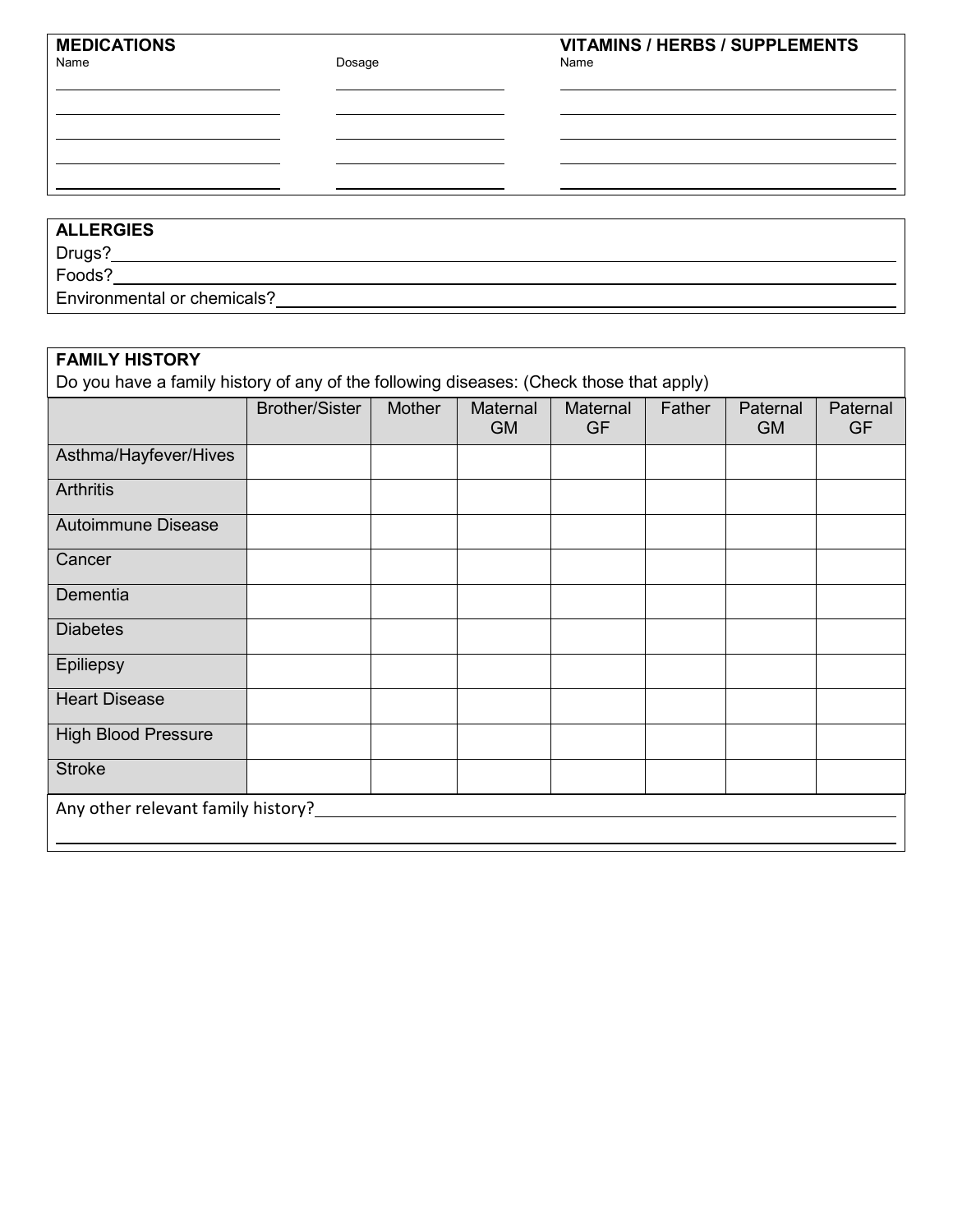## MEDICATIONS

| Name | Dosage |
| --- | --- |
| | |
| | |
| | |
| | |
| | |

## VITAMINS / HERBS / SUPPLEMENTS

| Name |
| --- |
| |
| |
| |
| |
| |

## ALLERGIES

Drugs?

Foods?

Environmental or chemicals?

## FAMILY HISTORY

Do you have a family history of any of the following diseases: (Check those that apply)

| | Brother/Sister | Mother | Maternal GM | Maternal GF | Father | Paternal GM | Paternal GF |
| --- | --- | --- | --- | --- | --- | --- | --- |
| Asthma/Hayfever/Hives | | | | | | | |
| Arthritis | | | | | | | |
| Autoimmune Disease | | | | | | | |
| Cancer | | | | | | | |
| Dementia | | | | | | | |
| Diabetes | | | | | | | |
| Epiliepsy | | | | | | | |
| Heart Disease | | | | | | | |
| High Blood Pressure | | | | | | | |
| Stroke | | | | | | | |

Any other relevant family history?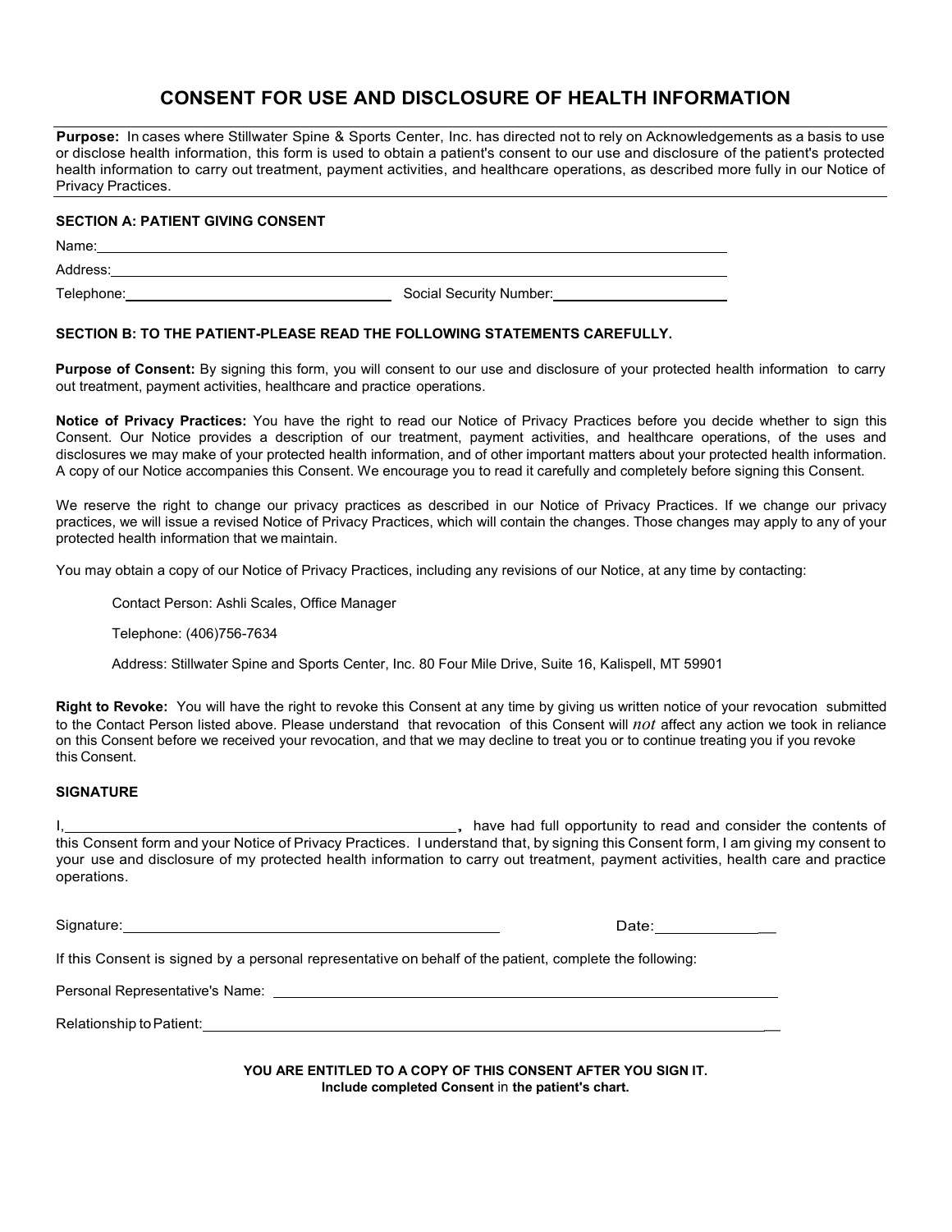# CONSENT FOR USE AND DISCLOSURE OF HEALTH INFORMATION

**Purpose:** In cases where Stillwater Spine & Sports Center, Inc. has directed not to rely on Acknowledgements as a basis to use or disclose health information, this form is used to obtain a patient's consent to our use and disclosure of the patient's protected health information to carry out treatment, payment activities, and healthcare operations, as described more fully in our Notice of Privacy Practices.

**SECTION A: PATIENT GIVING CONSENT**

Name:\_\_\_\_\_\_\_\_\_\_\_\_\_\_\_\_\_\_\_\_\_\_\_\_\_\_\_\_\_\_\_\_\_\_\_\_\_\_\_\_\_\_\_\_\_\_\_\_\_\_\_\_\_\_\_\_\_\_\_\_

Address:\_\_\_\_\_\_\_\_\_\_\_\_\_\_\_\_\_\_\_\_\_\_\_\_\_\_\_\_\_\_\_\_\_\_\_\_\_\_\_\_\_\_\_\_\_\_\_\_\_\_\_\_\_\_\_\_\_\_

Telephone:\_\_\_\_\_\_\_\_\_\_\_\_\_\_\_\_\_\_\_\_\_\_\_\_\_\_ Social Security Number:\_\_\_\_\_\_\_\_\_\_\_\_\_\_\_\_\_\_\_\_

**SECTION B: TO THE PATIENT-PLEASE READ THE FOLLOWING STATEMENTS CAREFULLY.**

**Purpose of Consent:** By signing this form, you will consent to our use and disclosure of your protected health information to carry out treatment, payment activities, healthcare and practice operations.

**Notice of Privacy Practices:** You have the right to read our Notice of Privacy Practices before you decide whether to sign this Consent. Our Notice provides a description of our treatment, payment activities, and healthcare operations, of the uses and disclosures we may make of your protected health information, and of other important matters about your protected health information. A copy of our Notice accompanies this Consent. We encourage you to read it carefully and completely before signing this Consent.

We reserve the right to change our privacy practices as described in our Notice of Privacy Practices. If we change our privacy practices, we will issue a revised Notice of Privacy Practices, which will contain the changes. Those changes may apply to any of your protected health information that we maintain.

You may obtain a copy of our Notice of Privacy Practices, including any revisions of our Notice, at any time by contacting:

Contact Person: Ashli Scales, Office Manager

Telephone: (406)756-7634

Address: Stillwater Spine and Sports Center, Inc. 80 Four Mile Drive, Suite 16, Kalispell, MT 59901

**Right to Revoke:** You will have the right to revoke this Consent at any time by giving us written notice of your revocation submitted to the Contact Person listed above. Please understand that revocation of this Consent will *not* affect any action we took in reliance on this Consent before we received your revocation, and that we may decline to treat you or to continue treating you if you revoke this Consent.

**SIGNATURE**

I,\_\_\_\_\_\_\_\_\_\_\_\_\_\_\_\_\_\_\_\_\_\_\_\_\_\_\_\_\_\_\_\_\_\_\_\_\_\_, have had full opportunity to read and consider the contents of this Consent form and your Notice of Privacy Practices. I understand that, by signing this Consent form, I am giving my consent to your use and disclosure of my protected health information to carry out treatment, payment activities, health care and practice operations.

Signature:\_\_\_\_\_\_\_\_\_\_\_\_\_\_\_\_\_\_\_\_\_\_\_\_\_\_\_\_\_\_\_\_\_\_\_\_ Date:\_\_\_\_\_\_\_\_\_\_\_\_

If this Consent is signed by a personal representative on behalf of the patient, complete the following:

Personal Representative's Name: \_\_\_\_\_\_\_\_\_\_\_\_\_\_\_\_\_\_\_\_\_\_\_\_\_\_\_\_\_\_\_\_\_\_\_\_\_\_\_\_\_\_\_\_\_\_

Relationship to Patient:\_\_\_\_\_\_\_\_\_\_\_\_\_\_\_\_\_\_\_\_\_\_\_\_\_\_\_\_\_\_\_\_\_\_\_\_\_\_\_\_\_\_\_\_\_\_\_\_\_\_\_\_

**YOU ARE ENTITLED TO A COPY OF THIS CONSENT AFTER YOU SIGN IT.**
**Include completed Consent** in **the patient's chart.**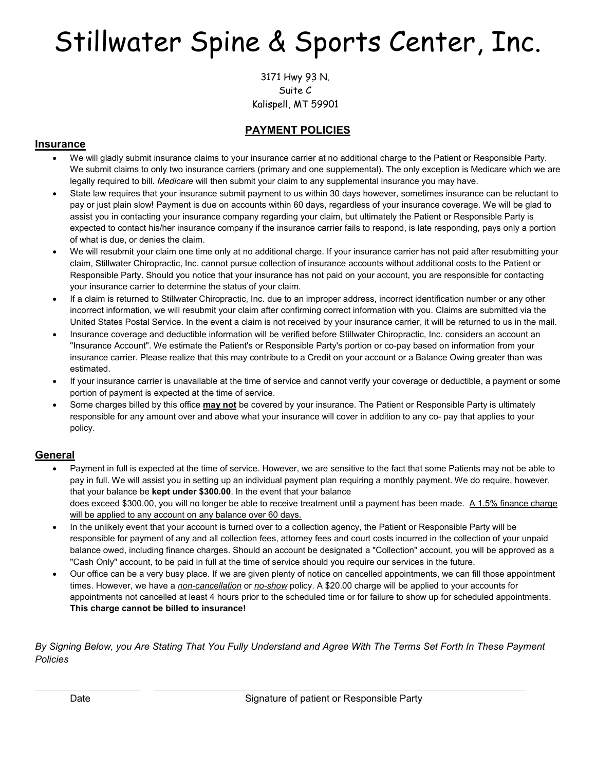# Stillwater Spine & Sports Center, Inc.

3171 Hwy 93 N.
Suite C
Kalispell, MT 59901

## PAYMENT POLICIES

### Insurance

- We will gladly submit insurance claims to your insurance carrier at no additional charge to the Patient or Responsible Party. We submit claims to only two insurance carriers (primary and one supplemental). The only exception is Medicare which we are legally required to bill. *Medicare* will then submit your claim to any supplemental insurance you may have.
- State law requires that your insurance submit payment to us within 30 days however, sometimes insurance can be reluctant to pay or just plain slow! Payment is due on accounts within 60 days, regardless of your insurance coverage. We will be glad to assist you in contacting your insurance company regarding your claim, but ultimately the Patient or Responsible Party is expected to contact his/her insurance company if the insurance carrier fails to respond, is late responding, pays only a portion of what is due, or denies the claim.
- We will resubmit your claim one time only at no additional charge. If your insurance carrier has not paid after resubmitting your claim, Stillwater Chiropractic, Inc. cannot pursue collection of insurance accounts without additional costs to the Patient or Responsible Party. Should you notice that your insurance has not paid on your account, you are responsible for contacting your insurance carrier to determine the status of your claim.
- If a claim is returned to Stillwater Chiropractic, Inc. due to an improper address, incorrect identification number or any other incorrect information, we will resubmit your claim after confirming correct information with you. Claims are submitted via the United States Postal Service. In the event a claim is not received by your insurance carrier, it will be returned to us in the mail.
- Insurance coverage and deductible information will be verified before Stillwater Chiropractic, Inc. considers an account an "Insurance Account". We estimate the Patient's or Responsible Party's portion or co-pay based on information from your insurance carrier. Please realize that this may contribute to a Credit on your account or a Balance Owing greater than was estimated.
- If your insurance carrier is unavailable at the time of service and cannot verify your coverage or deductible, a payment or some portion of payment is expected at the time of service.
- Some charges billed by this office **may not** be covered by your insurance. The Patient or Responsible Party is ultimately responsible for any amount over and above what your insurance will cover in addition to any co- pay that applies to your policy.

### General

- Payment in full is expected at the time of service. However, we are sensitive to the fact that some Patients may not be able to pay in full. We will assist you in setting up an individual payment plan requiring a monthly payment. We do require, however, that your balance be **kept under $300.00**. In the event that your balance does exceed $300.00, you will no longer be able to receive treatment until a payment has been made. A 1.5% finance charge will be applied to any account on any balance over 60 days.
- In the unlikely event that your account is turned over to a collection agency, the Patient or Responsible Party will be responsible for payment of any and all collection fees, attorney fees and court costs incurred in the collection of your unpaid balance owed, including finance charges. Should an account be designated a "Collection" account, you will be approved as a "Cash Only" account, to be paid in full at the time of service should you require our services in the future.
- Our office can be a very busy place. If we are given plenty of notice on cancelled appointments, we can fill those appointment times. However, we have a *non-cancellation* or *no-show* policy. A $20.00 charge will be applied to your accounts for appointments not cancelled at least 4 hours prior to the scheduled time or for failure to show up for scheduled appointments. **This charge cannot be billed to insurance!**

*By Signing Below, you Are Stating That You Fully Understand and Agree With The Terms Set Forth In These Payment Policies*

\_\_\_\_\_\_\_\_\_\_\_\_\_\_\_\_\_\_\_\_ \_\_\_\_\_\_\_\_\_\_\_\_\_\_\_\_\_\_\_\_\_\_\_\_\_\_\_\_\_\_\_\_\_\_\_\_\_\_\_\_\_\_\_\_\_\_\_\_

Date Signature of patient or Responsible Party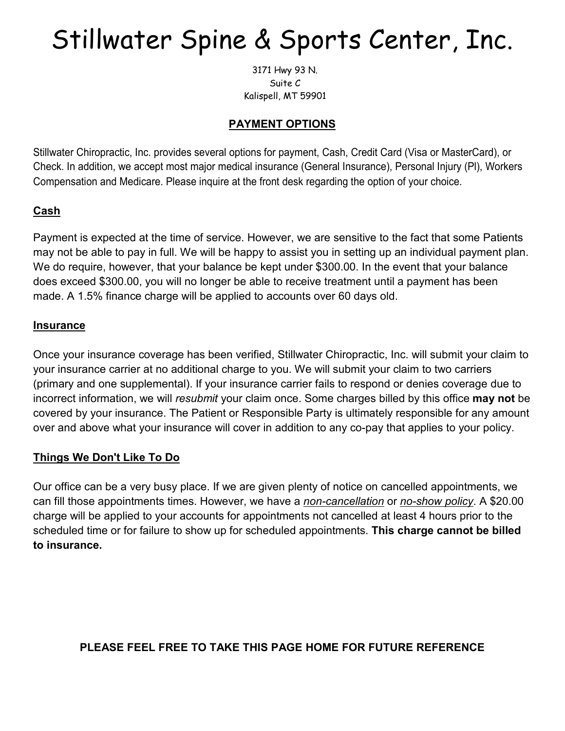# Stillwater Spine & Sports Center, Inc.

3171 Hwy 93 N.
Suite C
Kalispell, MT 59901

## PAYMENT OPTIONS

Stillwater Chiropractic, Inc. provides several options for payment, Cash, Credit Card (Visa or MasterCard), or Check. In addition, we accept most major medical insurance (General Insurance), Personal Injury (PI), Workers Compensation and Medicare. Please inquire at the front desk regarding the option of your choice.

### Cash

Payment is expected at the time of service. However, we are sensitive to the fact that some Patients may not be able to pay in full. We will be happy to assist you in setting up an individual payment plan. We do require, however, that your balance be kept under $300.00. In the event that your balance does exceed $300.00, you will no longer be able to receive treatment until a payment has been made. A 1.5% finance charge will be applied to accounts over 60 days old.

### Insurance

Once your insurance coverage has been verified, Stillwater Chiropractic, Inc. will submit your claim to your insurance carrier at no additional charge to you. We will submit your claim to two carriers (primary and one supplemental). If your insurance carrier fails to respond or denies coverage due to incorrect information, we will *resubmit* your claim once. Some charges billed by this office **may not** be covered by your insurance. The Patient or Responsible Party is ultimately responsible for any amount over and above what your insurance will cover in addition to any co-pay that applies to your policy.

### Things We Don't Like To Do

Our office can be a very busy place. If we are given plenty of notice on cancelled appointments, we can fill those appointments times. However, we have a *non-cancellation* or *no-show policy*. A $20.00 charge will be applied to your accounts for appointments not cancelled at least 4 hours prior to the scheduled time or for failure to show up for scheduled appointments. **This charge cannot be billed to insurance.**

**PLEASE FEEL FREE TO TAKE THIS PAGE HOME FOR FUTURE REFERENCE**